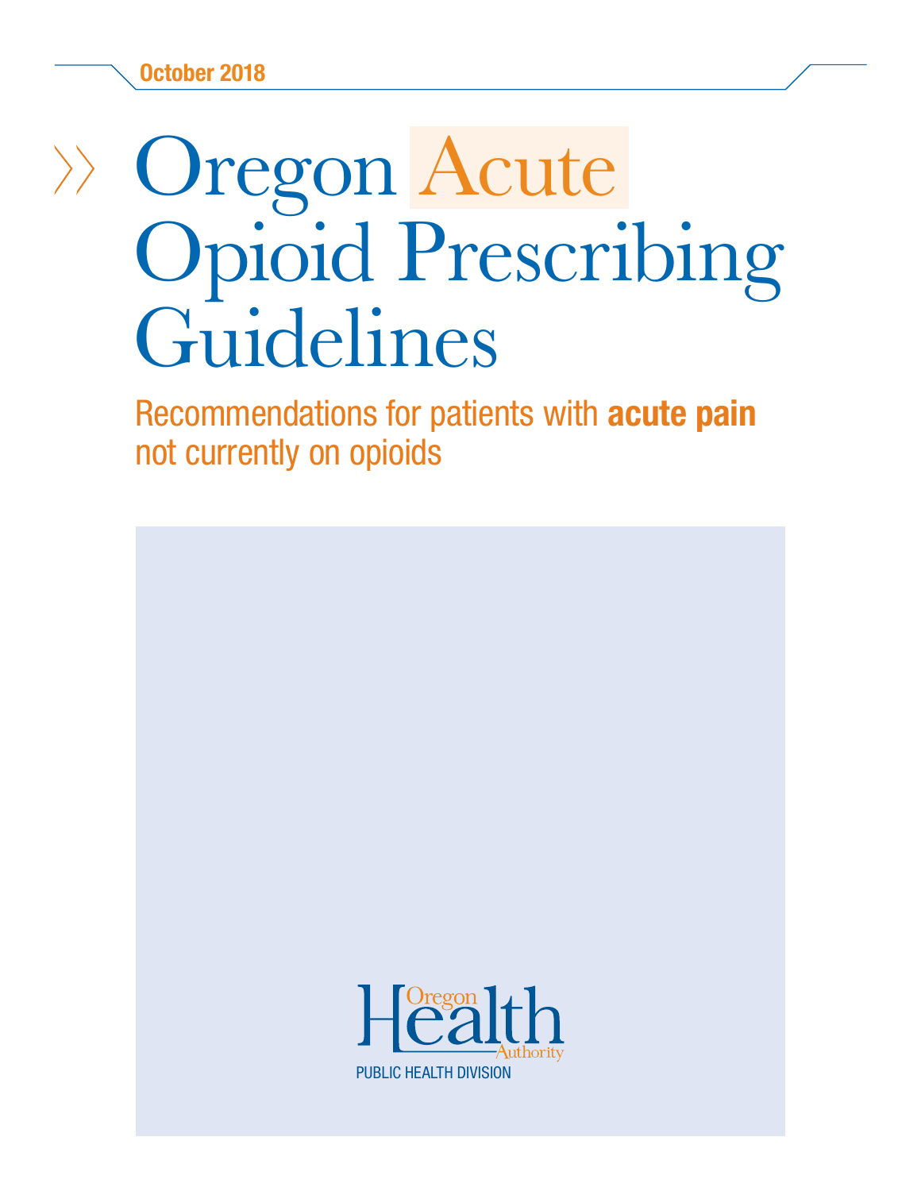October 2018

# Oregon Acute Opioid Prescribing Guidelines

Recommendations for patients with **acute pain** not currently on opioids

Oregon Health Authority

PUBLIC HEALTH DIVISION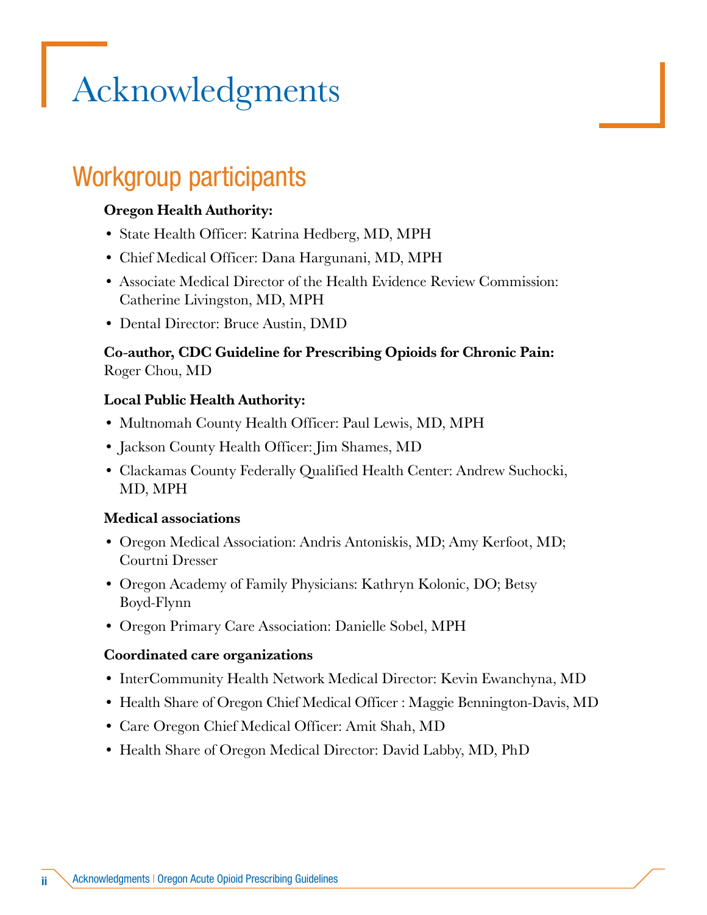# Acknowledgments

## Workgroup participants

**Oregon Health Authority:**

- State Health Officer: Katrina Hedberg, MD, MPH
- Chief Medical Officer: Dana Hargunani, MD, MPH
- Associate Medical Director of the Health Evidence Review Commission: Catherine Livingston, MD, MPH
- Dental Director: Bruce Austin, DMD

**Co-author, CDC Guideline for Prescribing Opioids for Chronic Pain:**
Roger Chou, MD

**Local Public Health Authority:**

- Multnomah County Health Officer: Paul Lewis, MD, MPH
- Jackson County Health Officer: Jim Shames, MD
- Clackamas County Federally Qualified Health Center: Andrew Suchocki, MD, MPH

**Medical associations**

- Oregon Medical Association: Andris Antoniskis, MD; Amy Kerfoot, MD; Courtni Dresser
- Oregon Academy of Family Physicians: Kathryn Kolonic, DO; Betsy Boyd-Flynn
- Oregon Primary Care Association: Danielle Sobel, MPH

**Coordinated care organizations**

- InterCommunity Health Network Medical Director: Kevin Ewanchyna, MD
- Health Share of Oregon Chief Medical Officer : Maggie Bennington-Davis, MD
- Care Oregon Chief Medical Officer: Amit Shah, MD
- Health Share of Oregon Medical Director: David Labby, MD, PhD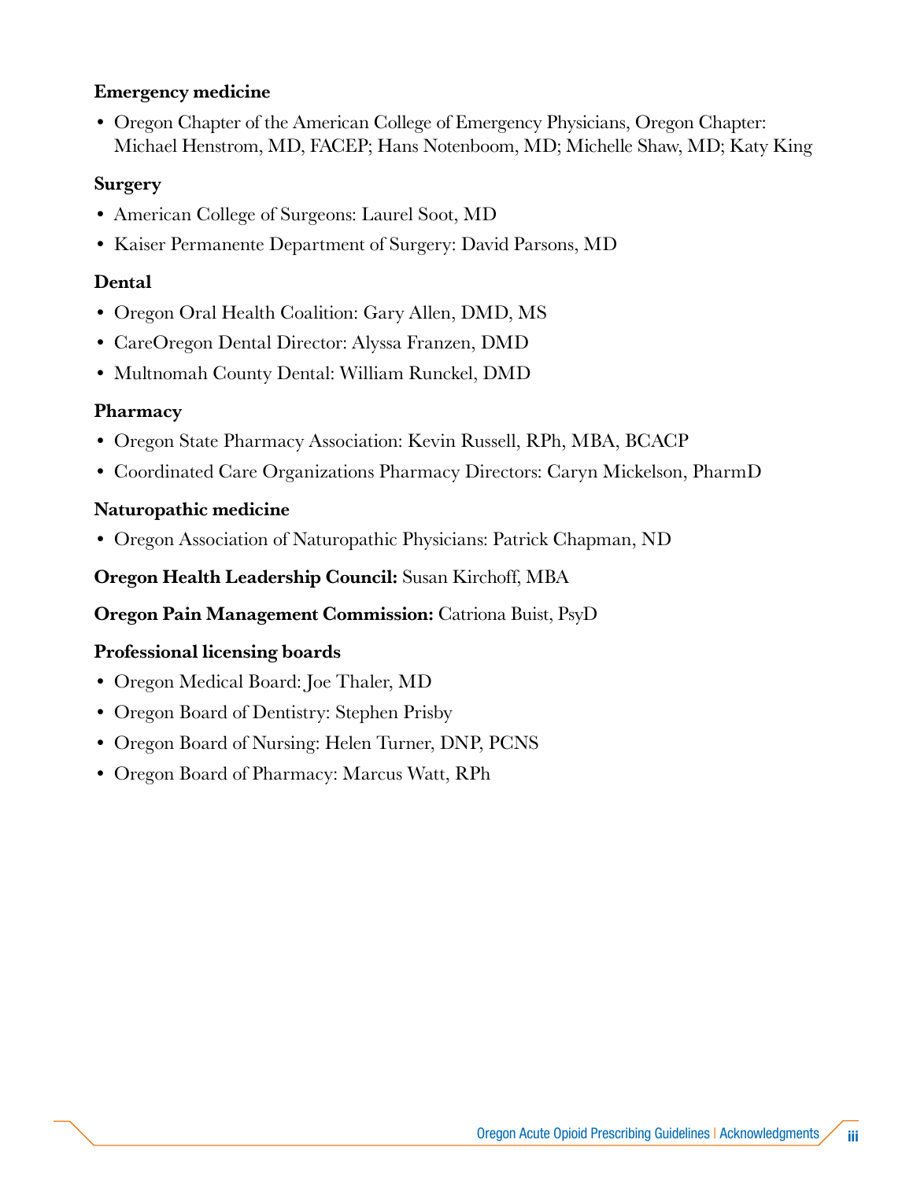**Emergency medicine**

- Oregon Chapter of the American College of Emergency Physicians, Oregon Chapter: Michael Henstrom, MD, FACEP; Hans Notenboom, MD; Michelle Shaw, MD; Katy King

**Surgery**

- American College of Surgeons: Laurel Soot, MD
- Kaiser Permanente Department of Surgery: David Parsons, MD

**Dental**

- Oregon Oral Health Coalition: Gary Allen, DMD, MS
- CareOregon Dental Director: Alyssa Franzen, DMD
- Multnomah County Dental: William Runckel, DMD

**Pharmacy**

- Oregon State Pharmacy Association: Kevin Russell, RPh, MBA, BCACP
- Coordinated Care Organizations Pharmacy Directors: Caryn Mickelson, PharmD

**Naturopathic medicine**

- Oregon Association of Naturopathic Physicians: Patrick Chapman, ND

**Oregon Health Leadership Council:** Susan Kirchoff, MBA

**Oregon Pain Management Commission:** Catriona Buist, PsyD

**Professional licensing boards**

- Oregon Medical Board: Joe Thaler, MD
- Oregon Board of Dentistry: Stephen Prisby
- Oregon Board of Nursing: Helen Turner, DNP, PCNS
- Oregon Board of Pharmacy: Marcus Watt, RPh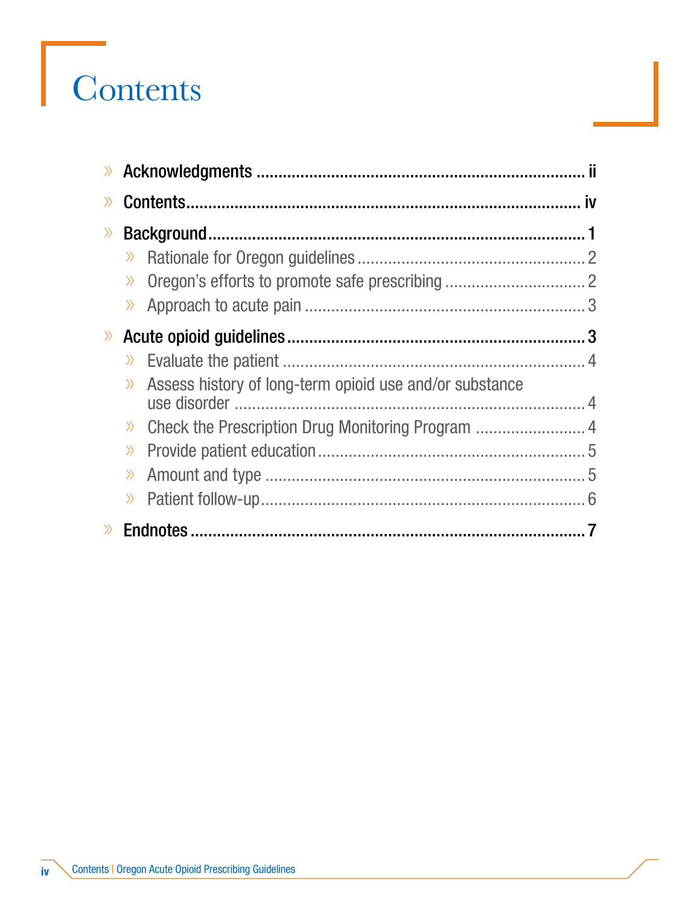# Contents

- **Acknowledgments** ........................................................................ ii
- **Contents** ........................................................................ iv
- **Background** ........................................................................ 1
  - Rationale for Oregon guidelines ........................................................................ 2
  - Oregon's efforts to promote safe prescribing ........................................................................ 2
  - Approach to acute pain ........................................................................ 3
- **Acute opioid guidelines** ........................................................................ 3
  - Evaluate the patient ........................................................................ 4
  - Assess history of long-term opioid use and/or substance use disorder ........................................................................ 4
  - Check the Prescription Drug Monitoring Program ........................................................................ 4
  - Provide patient education ........................................................................ 5
  - Amount and type ........................................................................ 5
  - Patient follow-up ........................................................................ 6
- **Endnotes** ........................................................................ 7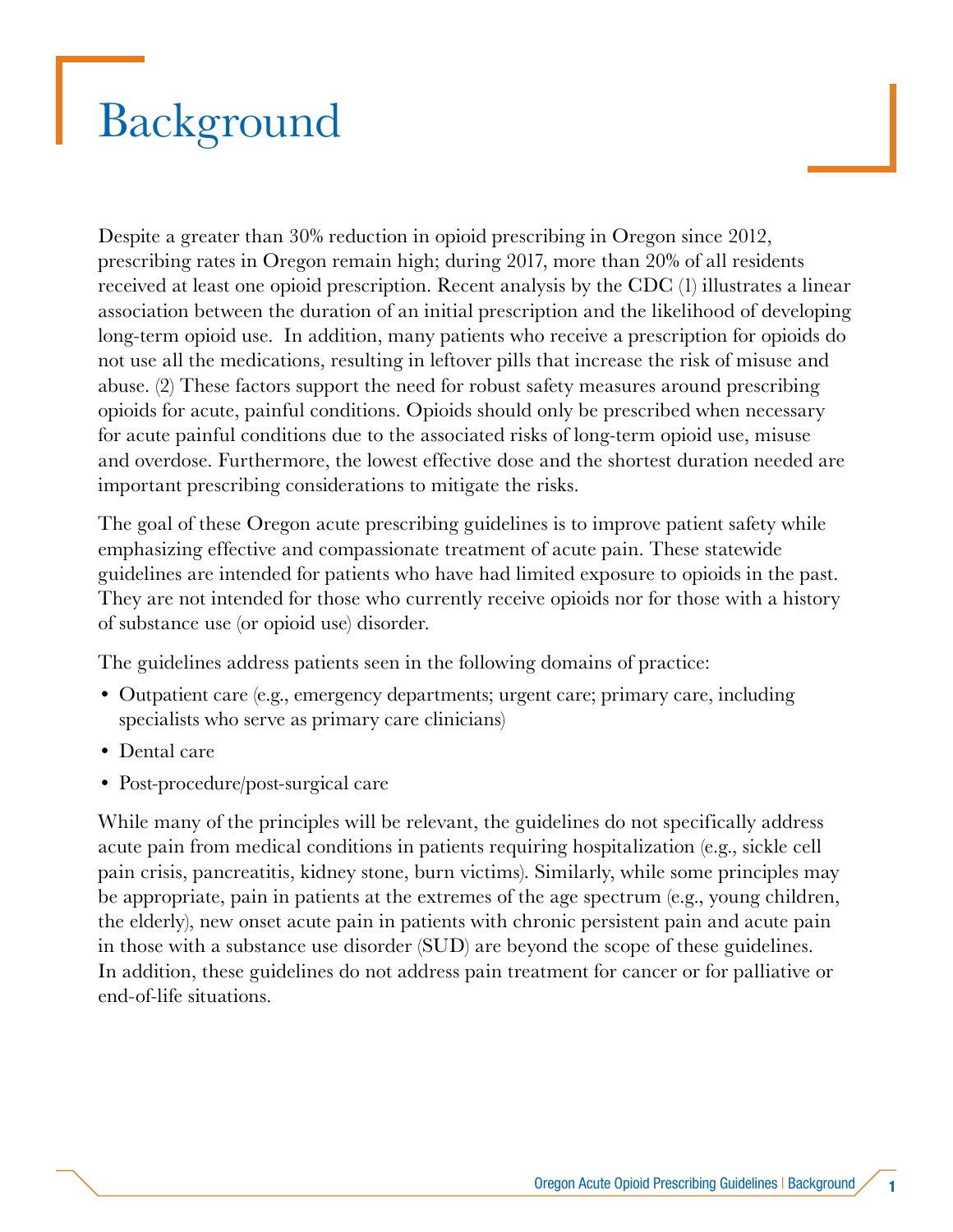# Background

Despite a greater than 30% reduction in opioid prescribing in Oregon since 2012, prescribing rates in Oregon remain high; during 2017, more than 20% of all residents received at least one opioid prescription. Recent analysis by the CDC (1) illustrates a linear association between the duration of an initial prescription and the likelihood of developing long-term opioid use. In addition, many patients who receive a prescription for opioids do not use all the medications, resulting in leftover pills that increase the risk of misuse and abuse. (2) These factors support the need for robust safety measures around prescribing opioids for acute, painful conditions. Opioids should only be prescribed when necessary for acute painful conditions due to the associated risks of long-term opioid use, misuse and overdose. Furthermore, the lowest effective dose and the shortest duration needed are important prescribing considerations to mitigate the risks.

The goal of these Oregon acute prescribing guidelines is to improve patient safety while emphasizing effective and compassionate treatment of acute pain. These statewide guidelines are intended for patients who have had limited exposure to opioids in the past. They are not intended for those who currently receive opioids nor for those with a history of substance use (or opioid use) disorder.

The guidelines address patients seen in the following domains of practice:

- Outpatient care (e.g., emergency departments; urgent care; primary care, including specialists who serve as primary care clinicians)
- Dental care
- Post-procedure/post-surgical care

While many of the principles will be relevant, the guidelines do not specifically address acute pain from medical conditions in patients requiring hospitalization (e.g., sickle cell pain crisis, pancreatitis, kidney stone, burn victims). Similarly, while some principles may be appropriate, pain in patients at the extremes of the age spectrum (e.g., young children, the elderly), new onset acute pain in patients with chronic persistent pain and acute pain in those with a substance use disorder (SUD) are beyond the scope of these guidelines. In addition, these guidelines do not address pain treatment for cancer or for palliative or end-of-life situations.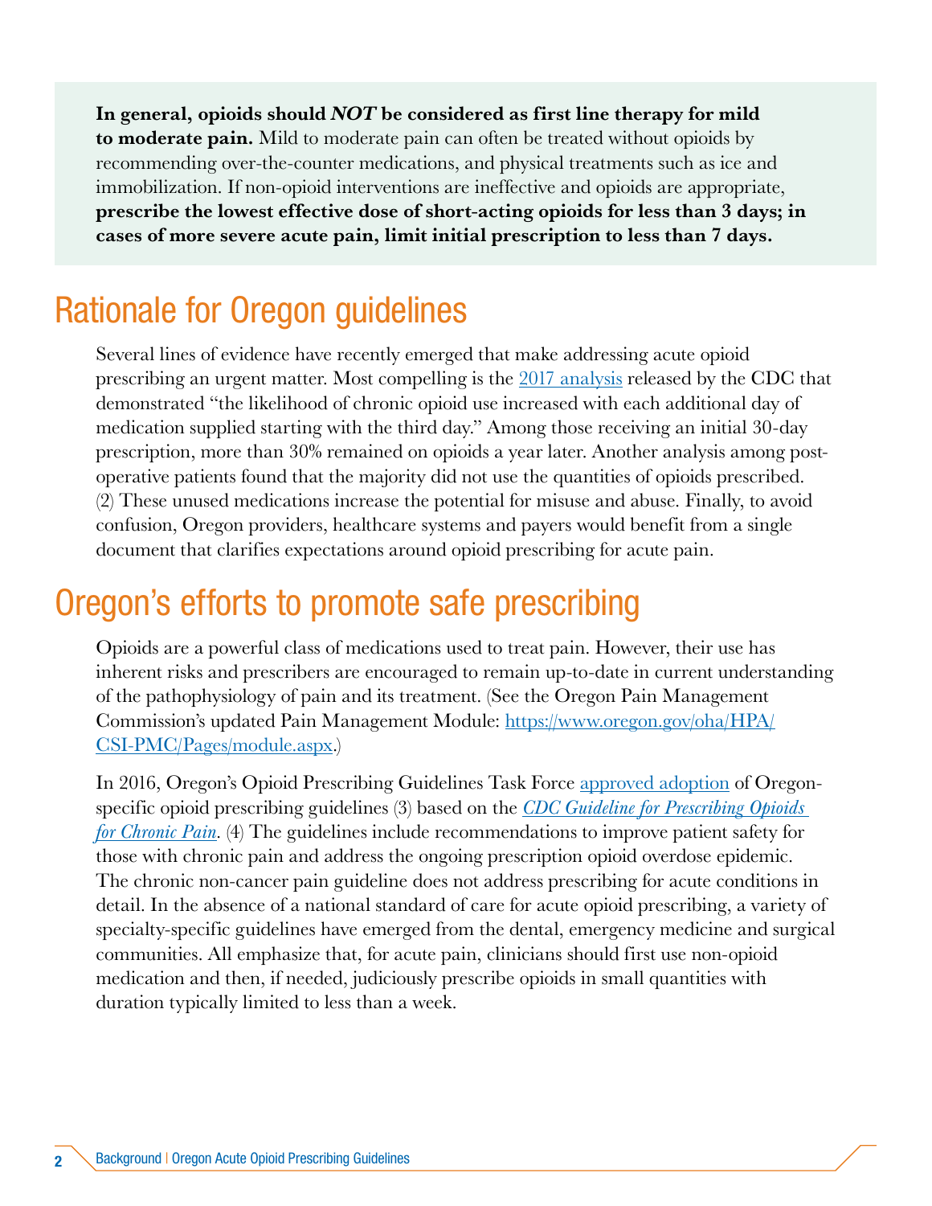**In general, opioids should *NOT* be considered as first line therapy for mild to moderate pain.** Mild to moderate pain can often be treated without opioids by recommending over-the-counter medications, and physical treatments such as ice and immobilization. If non-opioid interventions are ineffective and opioids are appropriate, **prescribe the lowest effective dose of short-acting opioids for less than 3 days; in cases of more severe acute pain, limit initial prescription to less than 7 days.**

## Rationale for Oregon guidelines

Several lines of evidence have recently emerged that make addressing acute opioid prescribing an urgent matter. Most compelling is the 2017 analysis released by the CDC that demonstrated "the likelihood of chronic opioid use increased with each additional day of medication supplied starting with the third day." Among those receiving an initial 30-day prescription, more than 30% remained on opioids a year later. Another analysis among post-operative patients found that the majority did not use the quantities of opioids prescribed. (2) These unused medications increase the potential for misuse and abuse. Finally, to avoid confusion, Oregon providers, healthcare systems and payers would benefit from a single document that clarifies expectations around opioid prescribing for acute pain.

## Oregon's efforts to promote safe prescribing

Opioids are a powerful class of medications used to treat pain. However, their use has inherent risks and prescribers are encouraged to remain up-to-date in current understanding of the pathophysiology of pain and its treatment. (See the Oregon Pain Management Commission's updated Pain Management Module: https://www.oregon.gov/oha/HPA/CSI-PMC/Pages/module.aspx.)

In 2016, Oregon's Opioid Prescribing Guidelines Task Force approved adoption of Oregon-specific opioid prescribing guidelines (3) based on the *CDC Guideline for Prescribing Opioids for Chronic Pain*. (4) The guidelines include recommendations to improve patient safety for those with chronic pain and address the ongoing prescription opioid overdose epidemic. The chronic non-cancer pain guideline does not address prescribing for acute conditions in detail. In the absence of a national standard of care for acute opioid prescribing, a variety of specialty-specific guidelines have emerged from the dental, emergency medicine and surgical communities. All emphasize that, for acute pain, clinicians should first use non-opioid medication and then, if needed, judiciously prescribe opioids in small quantities with duration typically limited to less than a week.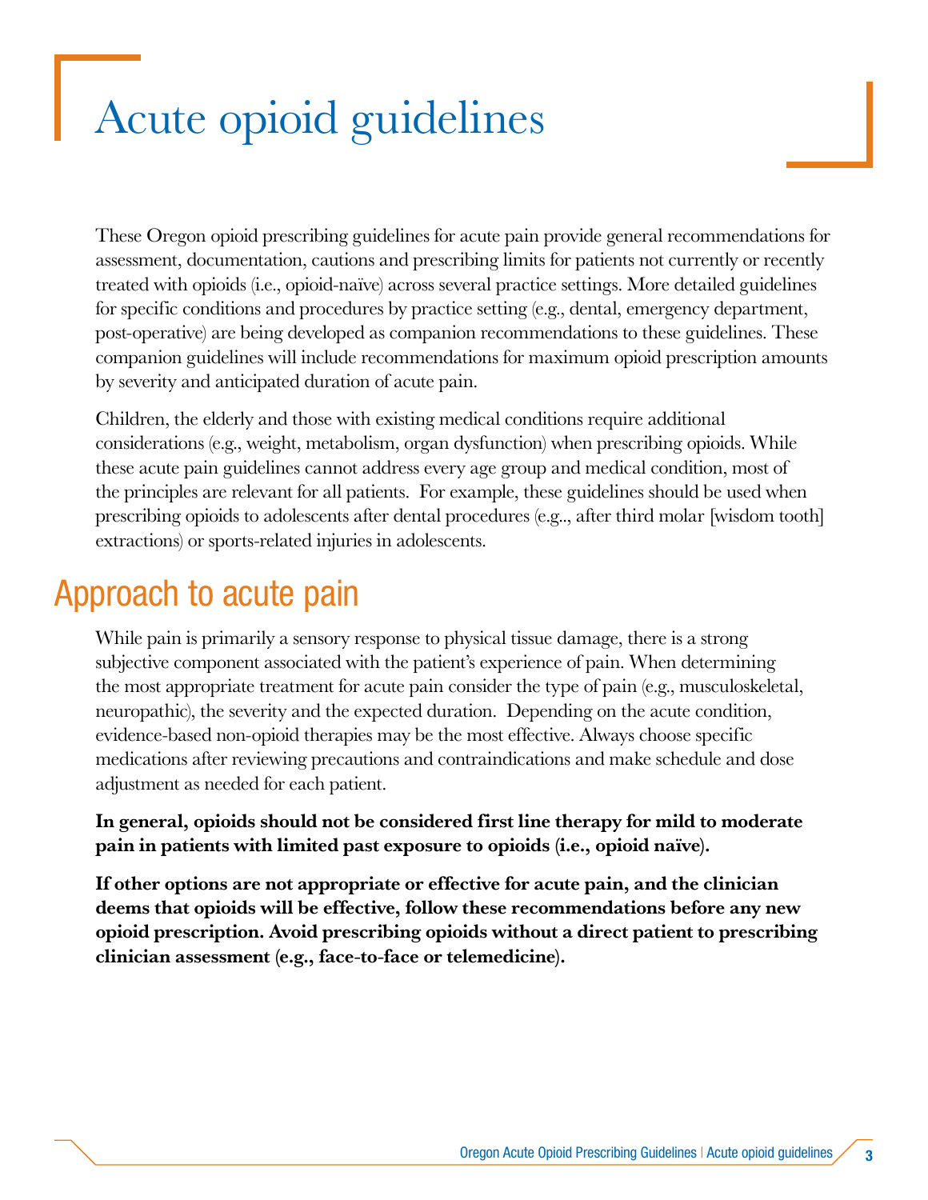# Acute opioid guidelines

These Oregon opioid prescribing guidelines for acute pain provide general recommendations for assessment, documentation, cautions and prescribing limits for patients not currently or recently treated with opioids (i.e., opioid-naïve) across several practice settings. More detailed guidelines for specific conditions and procedures by practice setting (e.g., dental, emergency department, post-operative) are being developed as companion recommendations to these guidelines. These companion guidelines will include recommendations for maximum opioid prescription amounts by severity and anticipated duration of acute pain.

Children, the elderly and those with existing medical conditions require additional considerations (e.g., weight, metabolism, organ dysfunction) when prescribing opioids. While these acute pain guidelines cannot address every age group and medical condition, most of the principles are relevant for all patients. For example, these guidelines should be used when prescribing opioids to adolescents after dental procedures (e.g.., after third molar [wisdom tooth] extractions) or sports-related injuries in adolescents.

## Approach to acute pain

While pain is primarily a sensory response to physical tissue damage, there is a strong subjective component associated with the patient's experience of pain. When determining the most appropriate treatment for acute pain consider the type of pain (e.g., musculoskeletal, neuropathic), the severity and the expected duration. Depending on the acute condition, evidence-based non-opioid therapies may be the most effective. Always choose specific medications after reviewing precautions and contraindications and make schedule and dose adjustment as needed for each patient.

**In general, opioids should not be considered first line therapy for mild to moderate pain in patients with limited past exposure to opioids (i.e., opioid naïve).**

**If other options are not appropriate or effective for acute pain, and the clinician deems that opioids will be effective, follow these recommendations before any new opioid prescription. Avoid prescribing opioids without a direct patient to prescribing clinician assessment (e.g., face-to-face or telemedicine).**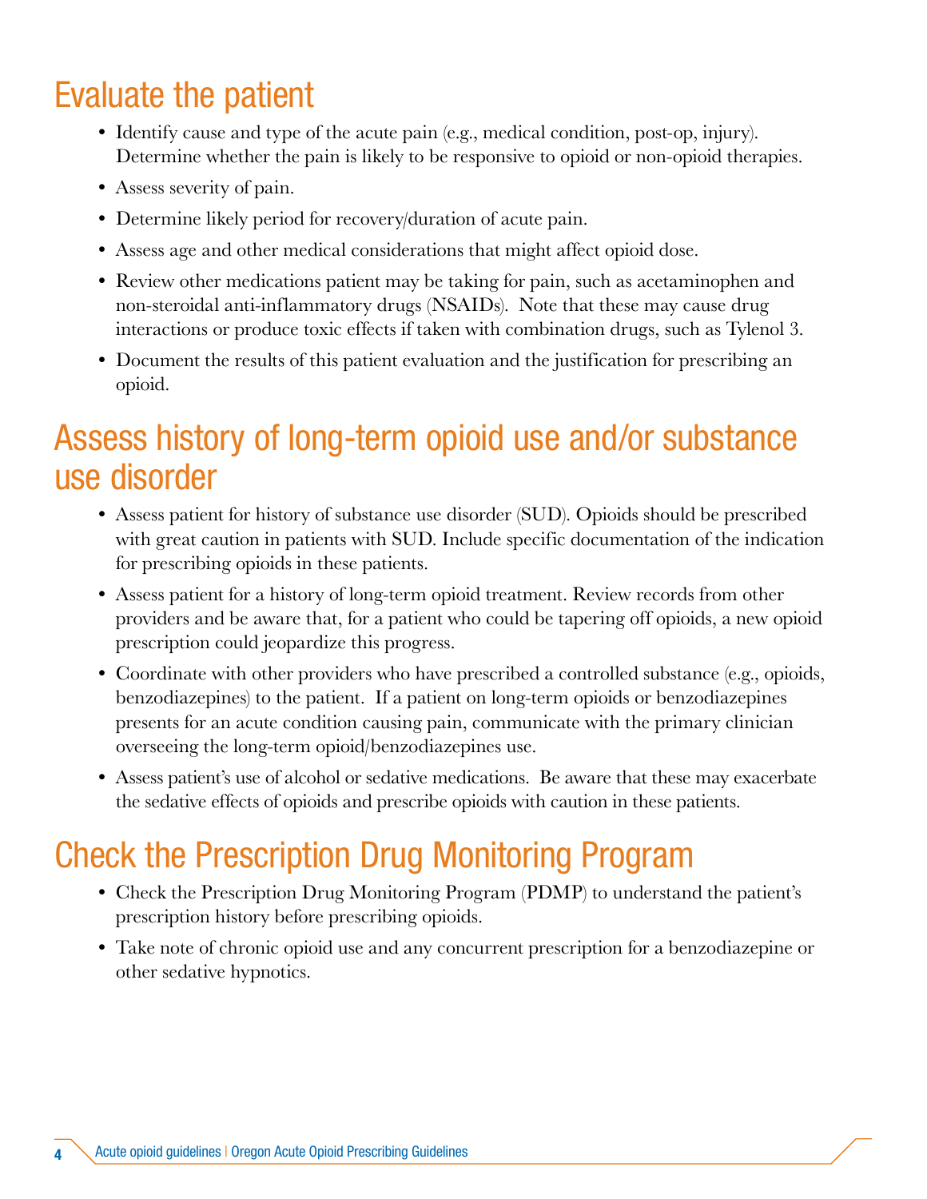## Evaluate the patient

- Identify cause and type of the acute pain (e.g., medical condition, post-op, injury). Determine whether the pain is likely to be responsive to opioid or non-opioid therapies.
- Assess severity of pain.
- Determine likely period for recovery/duration of acute pain.
- Assess age and other medical considerations that might affect opioid dose.
- Review other medications patient may be taking for pain, such as acetaminophen and non-steroidal anti-inflammatory drugs (NSAIDs). Note that these may cause drug interactions or produce toxic effects if taken with combination drugs, such as Tylenol 3.
- Document the results of this patient evaluation and the justification for prescribing an opioid.

## Assess history of long-term opioid use and/or substance use disorder

- Assess patient for history of substance use disorder (SUD). Opioids should be prescribed with great caution in patients with SUD. Include specific documentation of the indication for prescribing opioids in these patients.
- Assess patient for a history of long-term opioid treatment. Review records from other providers and be aware that, for a patient who could be tapering off opioids, a new opioid prescription could jeopardize this progress.
- Coordinate with other providers who have prescribed a controlled substance (e.g., opioids, benzodiazepines) to the patient. If a patient on long-term opioids or benzodiazepines presents for an acute condition causing pain, communicate with the primary clinician overseeing the long-term opioid/benzodiazepines use.
- Assess patient's use of alcohol or sedative medications. Be aware that these may exacerbate the sedative effects of opioids and prescribe opioids with caution in these patients.

## Check the Prescription Drug Monitoring Program

- Check the Prescription Drug Monitoring Program (PDMP) to understand the patient's prescription history before prescribing opioids.
- Take note of chronic opioid use and any concurrent prescription for a benzodiazepine or other sedative hypnotics.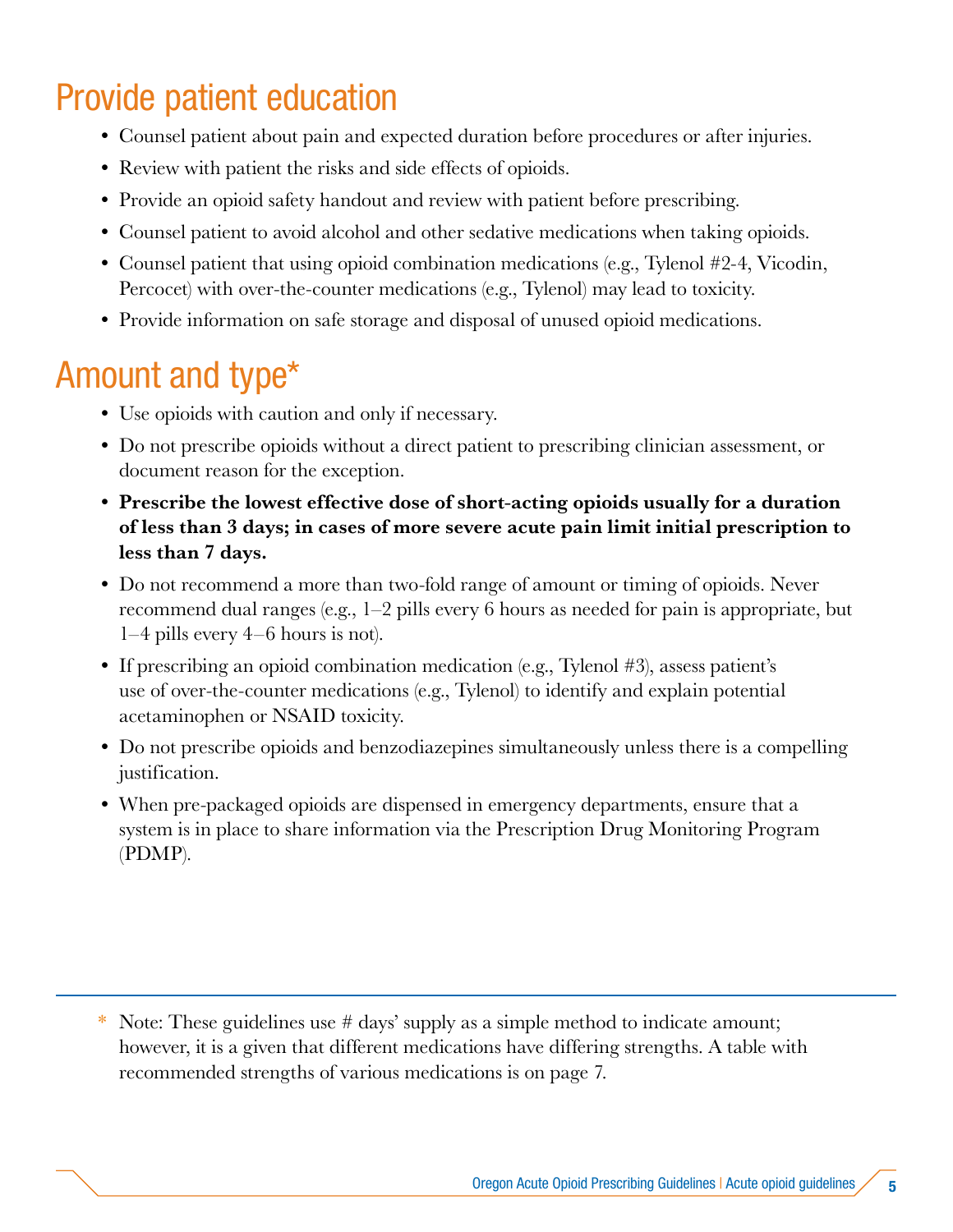## Provide patient education

- Counsel patient about pain and expected duration before procedures or after injuries.
- Review with patient the risks and side effects of opioids.
- Provide an opioid safety handout and review with patient before prescribing.
- Counsel patient to avoid alcohol and other sedative medications when taking opioids.
- Counsel patient that using opioid combination medications (e.g., Tylenol #2-4, Vicodin, Percocet) with over-the-counter medications (e.g., Tylenol) may lead to toxicity.
- Provide information on safe storage and disposal of unused opioid medications.

## Amount and type*

- Use opioids with caution and only if necessary.
- Do not prescribe opioids without a direct patient to prescribing clinician assessment, or document reason for the exception.
- **Prescribe the lowest effective dose of short-acting opioids usually for a duration of less than 3 days; in cases of more severe acute pain limit initial prescription to less than 7 days.**
- Do not recommend a more than two-fold range of amount or timing of opioids. Never recommend dual ranges (e.g., 1–2 pills every 6 hours as needed for pain is appropriate, but 1–4 pills every 4–6 hours is not).
- If prescribing an opioid combination medication (e.g., Tylenol #3), assess patient's use of over-the-counter medications (e.g., Tylenol) to identify and explain potential acetaminophen or NSAID toxicity.
- Do not prescribe opioids and benzodiazepines simultaneously unless there is a compelling justification.
- When pre-packaged opioids are dispensed in emergency departments, ensure that a system is in place to share information via the Prescription Drug Monitoring Program (PDMP).

---

\* Note: These guidelines use # days' supply as a simple method to indicate amount; however, it is a given that different medications have differing strengths. A table with recommended strengths of various medications is on page 7.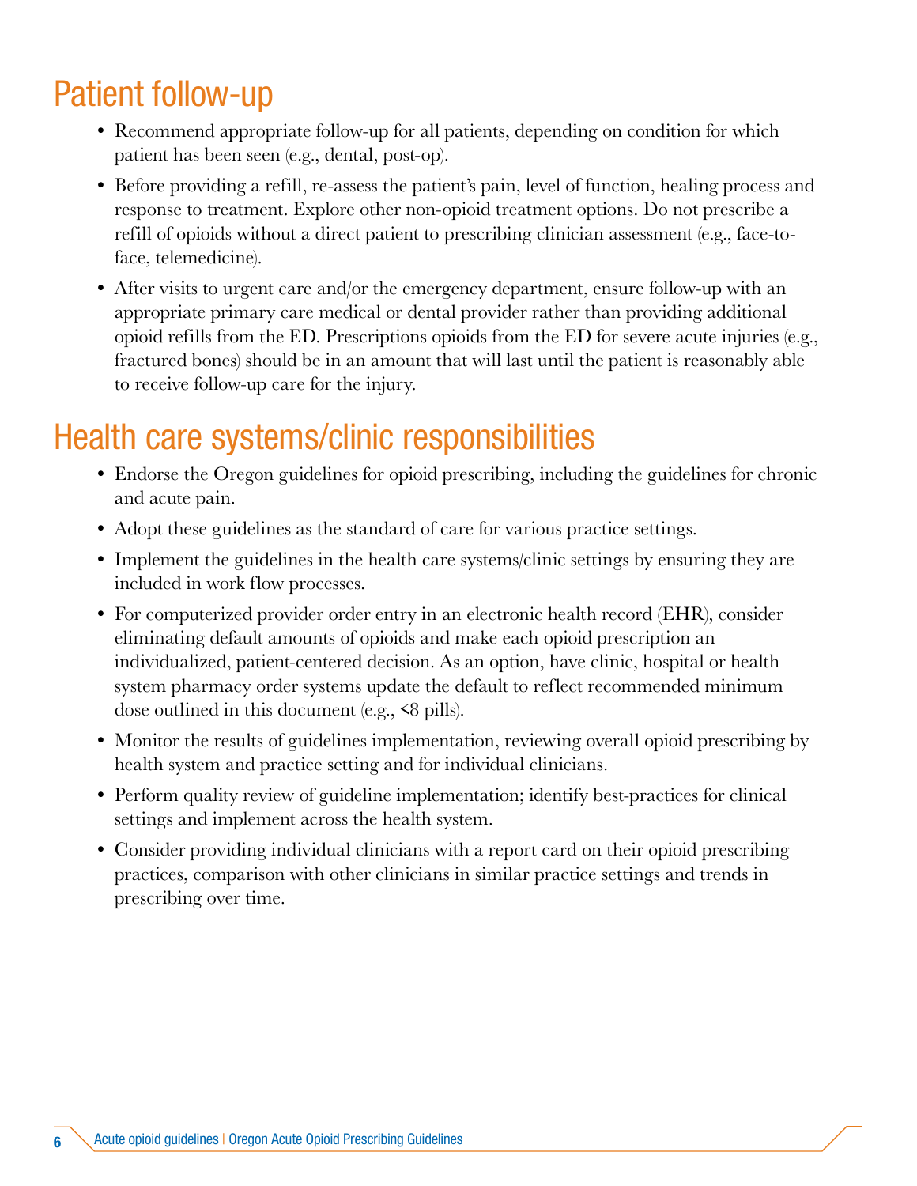## Patient follow-up

- Recommend appropriate follow-up for all patients, depending on condition for which patient has been seen (e.g., dental, post-op).
- Before providing a refill, re-assess the patient's pain, level of function, healing process and response to treatment. Explore other non-opioid treatment options. Do not prescribe a refill of opioids without a direct patient to prescribing clinician assessment (e.g., face-to-face, telemedicine).
- After visits to urgent care and/or the emergency department, ensure follow-up with an appropriate primary care medical or dental provider rather than providing additional opioid refills from the ED. Prescriptions opioids from the ED for severe acute injuries (e.g., fractured bones) should be in an amount that will last until the patient is reasonably able to receive follow-up care for the injury.

## Health care systems/clinic responsibilities

- Endorse the Oregon guidelines for opioid prescribing, including the guidelines for chronic and acute pain.
- Adopt these guidelines as the standard of care for various practice settings.
- Implement the guidelines in the health care systems/clinic settings by ensuring they are included in work flow processes.
- For computerized provider order entry in an electronic health record (EHR), consider eliminating default amounts of opioids and make each opioid prescription an individualized, patient-centered decision. As an option, have clinic, hospital or health system pharmacy order systems update the default to reflect recommended minimum dose outlined in this document (e.g., <8 pills).
- Monitor the results of guidelines implementation, reviewing overall opioid prescribing by health system and practice setting and for individual clinicians.
- Perform quality review of guideline implementation; identify best-practices for clinical settings and implement across the health system.
- Consider providing individual clinicians with a report card on their opioid prescribing practices, comparison with other clinicians in similar practice settings and trends in prescribing over time.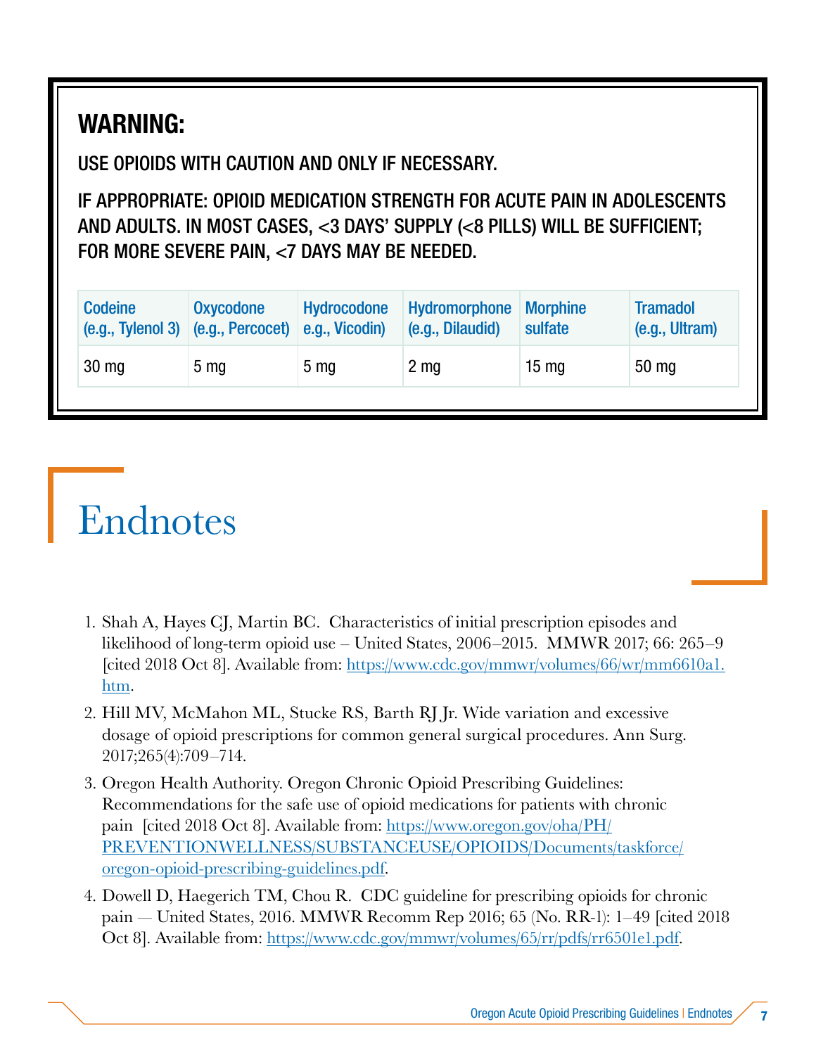## WARNING:

USE OPIOIDS WITH CAUTION AND ONLY IF NECESSARY.

IF APPROPRIATE: OPIOID MEDICATION STRENGTH FOR ACUTE PAIN IN ADOLESCENTS AND ADULTS. IN MOST CASES, <3 DAYS' SUPPLY (<8 PILLS) WILL BE SUFFICIENT; FOR MORE SEVERE PAIN, <7 DAYS MAY BE NEEDED.

| Codeine (e.g., Tylenol 3) | Oxycodone (e.g., Percocet) | Hydrocodone e.g., Vicodin) | Hydromorphone (e.g., Dilaudid) | Morphine sulfate | Tramadol (e.g., Ultram) |
|---|---|---|---|---|---|
| 30 mg | 5 mg | 5 mg | 2 mg | 15 mg | 50 mg |

# Endnotes

1. Shah A, Hayes CJ, Martin BC. Characteristics of initial prescription episodes and likelihood of long-term opioid use – United States, 2006–2015. MMWR 2017; 66: 265–9 [cited 2018 Oct 8]. Available from: https://www.cdc.gov/mmwr/volumes/66/wr/mm6610a1.htm.
2. Hill MV, McMahon ML, Stucke RS, Barth RJ Jr. Wide variation and excessive dosage of opioid prescriptions for common general surgical procedures. Ann Surg. 2017;265(4):709–714.
3. Oregon Health Authority. Oregon Chronic Opioid Prescribing Guidelines: Recommendations for the safe use of opioid medications for patients with chronic pain [cited 2018 Oct 8]. Available from: https://www.oregon.gov/oha/PH/PREVENTIONWELLNESS/SUBSTANCEUSE/OPIOIDS/Documents/taskforce/oregon-opioid-prescribing-guidelines.pdf.
4. Dowell D, Haegerich TM, Chou R. CDC guideline for prescribing opioids for chronic pain — United States, 2016. MMWR Recomm Rep 2016; 65 (No. RR-1): 1–49 [cited 2018 Oct 8]. Available from: https://www.cdc.gov/mmwr/volumes/65/rr/pdfs/rr6501e1.pdf.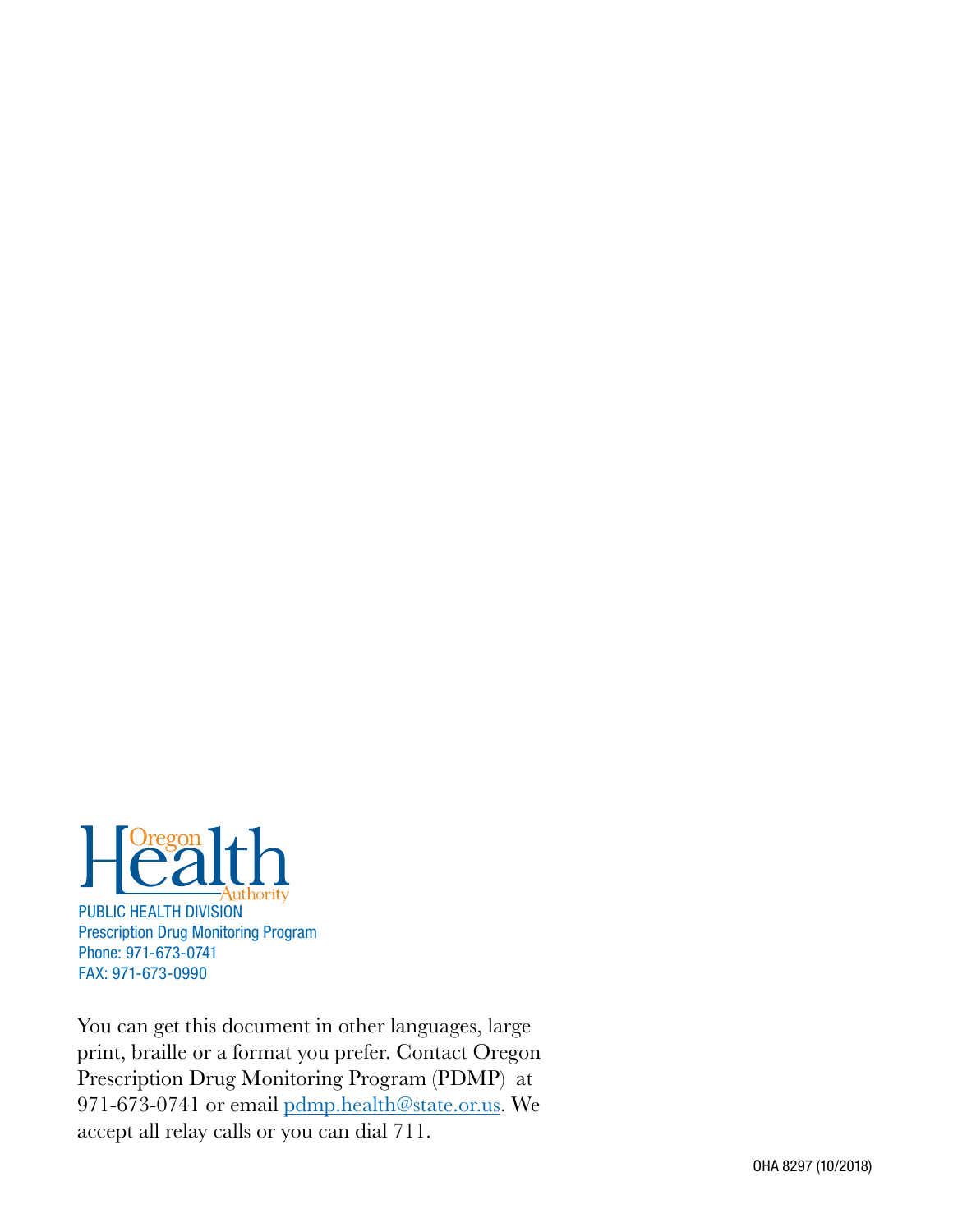Oregon Health Authority

PUBLIC HEALTH DIVISION
Prescription Drug Monitoring Program
Phone: 971-673-0741
FAX: 971-673-0990

You can get this document in other languages, large print, braille or a format you prefer. Contact Oregon Prescription Drug Monitoring Program (PDMP) at 971-673-0741 or email pdmp.health@state.or.us. We accept all relay calls or you can dial 711.

OHA 8297 (10/2018)